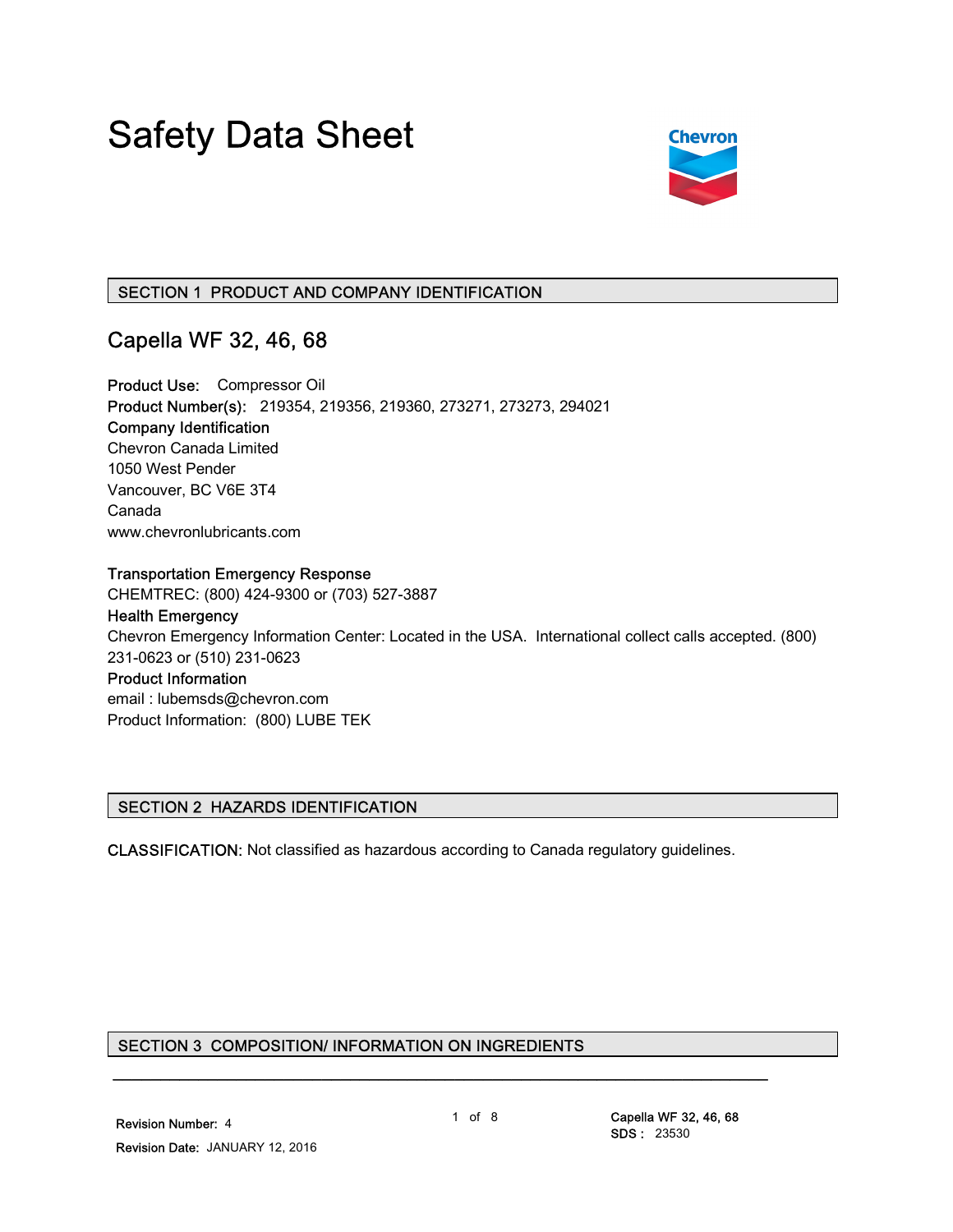# Safety Data Sheet

Chevron

## SECTION 1 PRODUCT AND COMPANY IDENTIFICATION

### Capella WF 32, 46, 68

**Product Use:** Compressor Oil
**Product Number(s):** 219354, 219356, 219360, 273271, 273273, 294021
**Company Identification**
Chevron Canada Limited
1050 West Pender
Vancouver, BC V6E 3T4
Canada
www.chevronlubricants.com

**Transportation Emergency Response**
CHEMTREC: (800) 424-9300 or (703) 527-3887
**Health Emergency**
Chevron Emergency Information Center: Located in the USA. International collect calls accepted. (800) 231-0623 or (510) 231-0623
**Product Information**
email : lubemsds@chevron.com
Product Information: (800) LUBE TEK

## SECTION 2 HAZARDS IDENTIFICATION

**CLASSIFICATION:** Not classified as hazardous according to Canada regulatory guidelines.

## SECTION 3 COMPOSITION/ INFORMATION ON INGREDIENTS

Revision Number: 4
Revision Date: JANUARY 12, 2016

Capella WF 32, 46, 68
SDS : 23530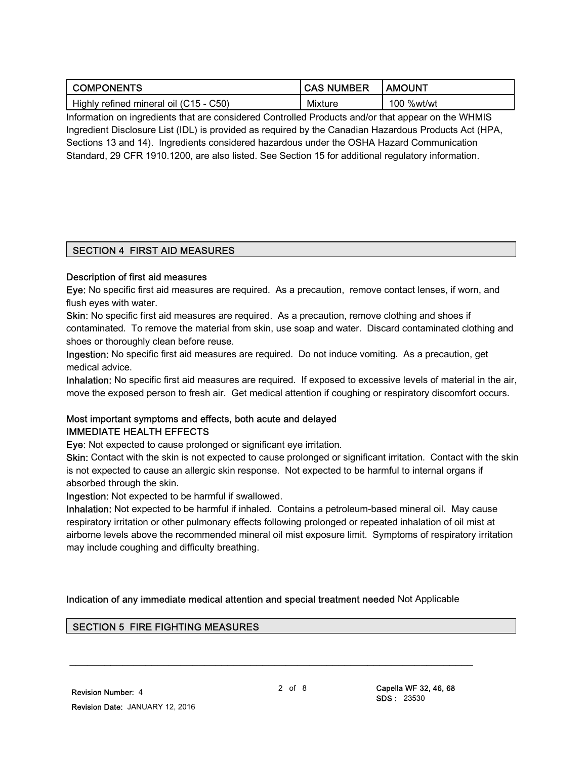| COMPONENTS | CAS NUMBER | AMOUNT |
| --- | --- | --- |
| Highly refined mineral oil (C15 - C50) | Mixture | 100 %wt/wt |

Information on ingredients that are considered Controlled Products and/or that appear on the WHMIS Ingredient Disclosure List (IDL) is provided as required by the Canadian Hazardous Products Act (HPA, Sections 13 and 14). Ingredients considered hazardous under the OSHA Hazard Communication Standard, 29 CFR 1910.1200, are also listed. See Section 15 for additional regulatory information.

## SECTION 4 FIRST AID MEASURES

**Description of first aid measures**

**Eye:** No specific first aid measures are required. As a precaution, remove contact lenses, if worn, and flush eyes with water.

**Skin:** No specific first aid measures are required. As a precaution, remove clothing and shoes if contaminated. To remove the material from skin, use soap and water. Discard contaminated clothing and shoes or thoroughly clean before reuse.

**Ingestion:** No specific first aid measures are required. Do not induce vomiting. As a precaution, get medical advice.

**Inhalation:** No specific first aid measures are required. If exposed to excessive levels of material in the air, move the exposed person to fresh air. Get medical attention if coughing or respiratory discomfort occurs.

**Most important symptoms and effects, both acute and delayed**

**IMMEDIATE HEALTH EFFECTS**

**Eye:** Not expected to cause prolonged or significant eye irritation.

**Skin:** Contact with the skin is not expected to cause prolonged or significant irritation. Contact with the skin is not expected to cause an allergic skin response. Not expected to be harmful to internal organs if absorbed through the skin.

**Ingestion:** Not expected to be harmful if swallowed.

**Inhalation:** Not expected to be harmful if inhaled. Contains a petroleum-based mineral oil. May cause respiratory irritation or other pulmonary effects following prolonged or repeated inhalation of oil mist at airborne levels above the recommended mineral oil mist exposure limit. Symptoms of respiratory irritation may include coughing and difficulty breathing.

**Indication of any immediate medical attention and special treatment needed** Not Applicable

## SECTION 5 FIRE FIGHTING MEASURES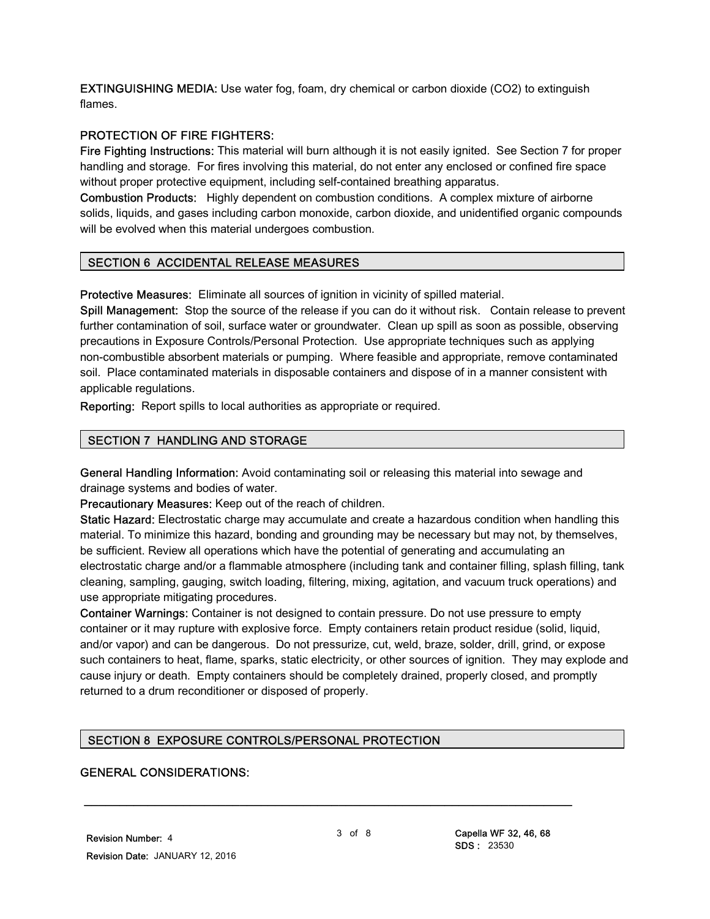**EXTINGUISHING MEDIA:** Use water fog, foam, dry chemical or carbon dioxide ($CO_2$) to extinguish flames.

**PROTECTION OF FIRE FIGHTERS:**

**Fire Fighting Instructions:** This material will burn although it is not easily ignited. See Section 7 for proper handling and storage. For fires involving this material, do not enter any enclosed or confined fire space without proper protective equipment, including self-contained breathing apparatus.

**Combustion Products:** Highly dependent on combustion conditions. A complex mixture of airborne solids, liquids, and gases including carbon monoxide, carbon dioxide, and unidentified organic compounds will be evolved when this material undergoes combustion.

## SECTION 6 ACCIDENTAL RELEASE MEASURES

**Protective Measures:** Eliminate all sources of ignition in vicinity of spilled material.

**Spill Management:** Stop the source of the release if you can do it without risk. Contain release to prevent further contamination of soil, surface water or groundwater. Clean up spill as soon as possible, observing precautions in Exposure Controls/Personal Protection. Use appropriate techniques such as applying non-combustible absorbent materials or pumping. Where feasible and appropriate, remove contaminated soil. Place contaminated materials in disposable containers and dispose of in a manner consistent with applicable regulations.

**Reporting:** Report spills to local authorities as appropriate or required.

## SECTION 7 HANDLING AND STORAGE

**General Handling Information:** Avoid contaminating soil or releasing this material into sewage and drainage systems and bodies of water.

**Precautionary Measures:** Keep out of the reach of children.

**Static Hazard:** Electrostatic charge may accumulate and create a hazardous condition when handling this material. To minimize this hazard, bonding and grounding may be necessary but may not, by themselves, be sufficient. Review all operations which have the potential of generating and accumulating an electrostatic charge and/or a flammable atmosphere (including tank and container filling, splash filling, tank cleaning, sampling, gauging, switch loading, filtering, mixing, agitation, and vacuum truck operations) and use appropriate mitigating procedures.

**Container Warnings:** Container is not designed to contain pressure. Do not use pressure to empty container or it may rupture with explosive force. Empty containers retain product residue (solid, liquid, and/or vapor) and can be dangerous. Do not pressurize, cut, weld, braze, solder, drill, grind, or expose such containers to heat, flame, sparks, static electricity, or other sources of ignition. They may explode and cause injury or death. Empty containers should be completely drained, properly closed, and promptly returned to a drum reconditioner or disposed of properly.

## SECTION 8 EXPOSURE CONTROLS/PERSONAL PROTECTION

**GENERAL CONSIDERATIONS:**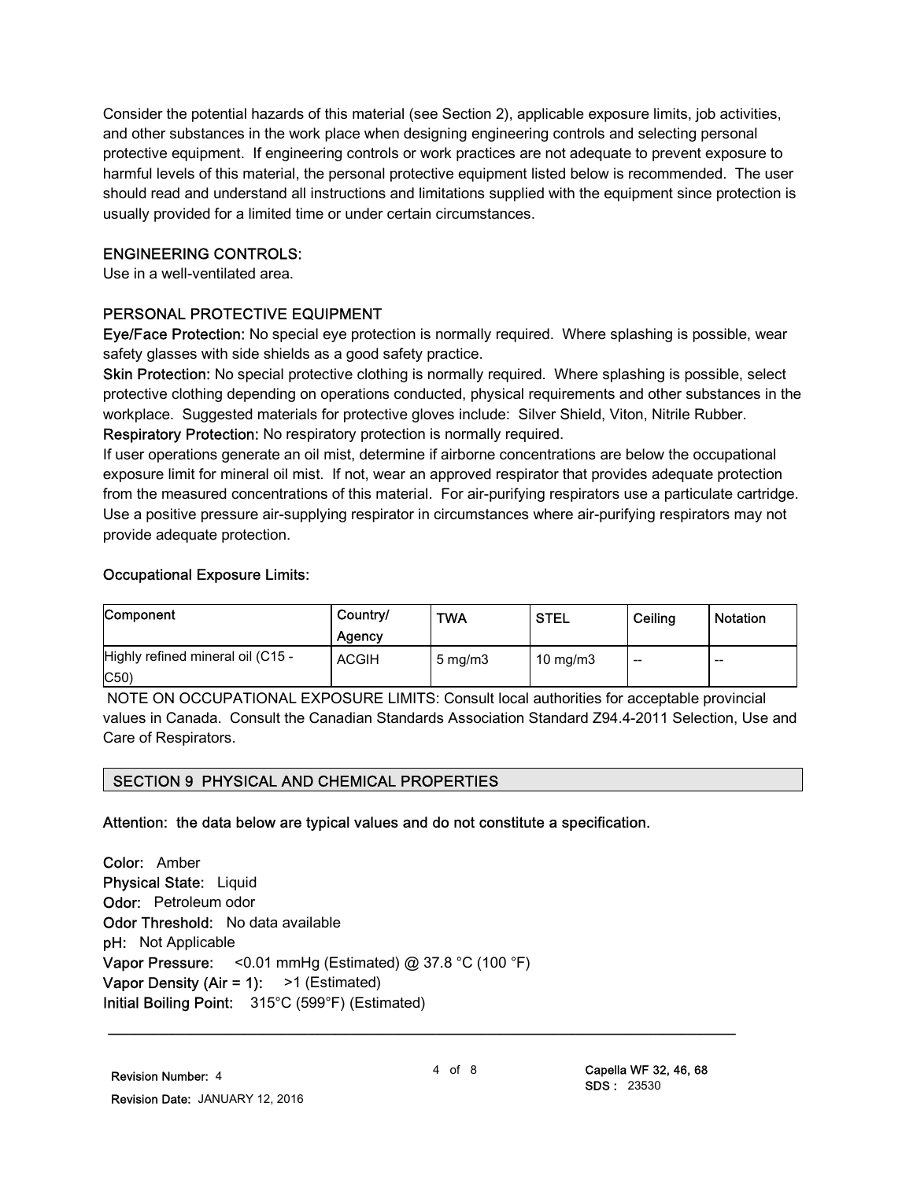Consider the potential hazards of this material (see Section 2), applicable exposure limits, job activities, and other substances in the work place when designing engineering controls and selecting personal protective equipment. If engineering controls or work practices are not adequate to prevent exposure to harmful levels of this material, the personal protective equipment listed below is recommended. The user should read and understand all instructions and limitations supplied with the equipment since protection is usually provided for a limited time or under certain circumstances.

### ENGINEERING CONTROLS:

Use in a well-ventilated area.

### PERSONAL PROTECTIVE EQUIPMENT

**Eye/Face Protection:** No special eye protection is normally required. Where splashing is possible, wear safety glasses with side shields as a good safety practice.

**Skin Protection:** No special protective clothing is normally required. Where splashing is possible, select protective clothing depending on operations conducted, physical requirements and other substances in the workplace. Suggested materials for protective gloves include: Silver Shield, Viton, Nitrile Rubber.

**Respiratory Protection:** No respiratory protection is normally required.

If user operations generate an oil mist, determine if airborne concentrations are below the occupational exposure limit for mineral oil mist. If not, wear an approved respirator that provides adequate protection from the measured concentrations of this material. For air-purifying respirators use a particulate cartridge. Use a positive pressure air-supplying respirator in circumstances where air-purifying respirators may not provide adequate protection.

**Occupational Exposure Limits:**

| Component | Country/ Agency | TWA | STEL | Ceiling | Notation |
|---|---|---|---|---|---|
| Highly refined mineral oil (C15 - C50) | ACGIH | 5 mg/m3 | 10 mg/m3 | -- | -- |

NOTE ON OCCUPATIONAL EXPOSURE LIMITS: Consult local authorities for acceptable provincial values in Canada. Consult the Canadian Standards Association Standard Z94.4-2011 Selection, Use and Care of Respirators.

## SECTION 9 PHYSICAL AND CHEMICAL PROPERTIES

**Attention: the data below are typical values and do not constitute a specification.**

**Color:** Amber
**Physical State:** Liquid
**Odor:** Petroleum odor
**Odor Threshold:** No data available
**pH:** Not Applicable
**Vapor Pressure:** <0.01 mmHg (Estimated) @ 37.8 °C (100 °F)
**Vapor Density (Air = 1):** >1 (Estimated)
**Initial Boiling Point:** 315°C (599°F) (Estimated)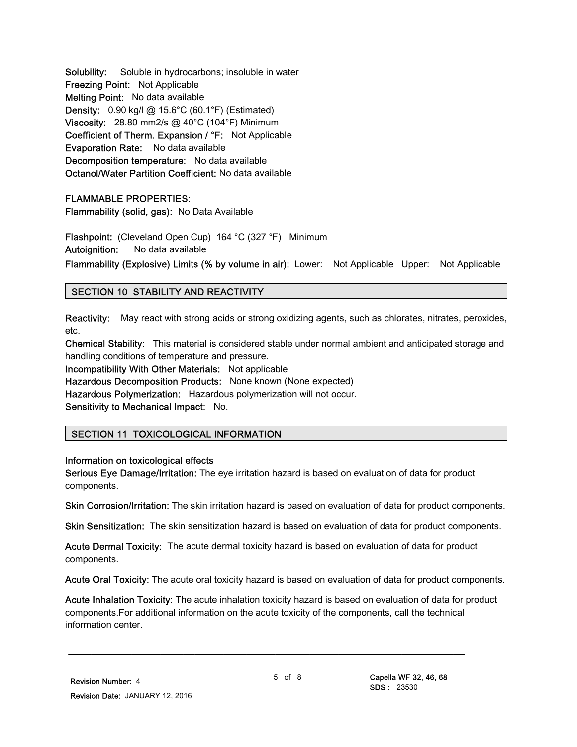**Solubility:** Soluble in hydrocarbons; insoluble in water
**Freezing Point:** Not Applicable
**Melting Point:** No data available
**Density:** 0.90 kg/l @ 15.6°C (60.1°F) (Estimated)
**Viscosity:** 28.80 mm2/s @ 40°C (104°F) Minimum
**Coefficient of Therm. Expansion / °F:** Not Applicable
**Evaporation Rate:** No data available
**Decomposition temperature:** No data available
**Octanol/Water Partition Coefficient:** No data available

FLAMMABLE PROPERTIES:
**Flammability (solid, gas):** No Data Available

**Flashpoint:** (Cleveland Open Cup) 164 °C (327 °F) Minimum
**Autoignition:** No data available
**Flammability (Explosive) Limits (% by volume in air):** Lower: Not Applicable Upper: Not Applicable

## SECTION 10 STABILITY AND REACTIVITY

**Reactivity:** May react with strong acids or strong oxidizing agents, such as chlorates, nitrates, peroxides, etc.
**Chemical Stability:** This material is considered stable under normal ambient and anticipated storage and handling conditions of temperature and pressure.
**Incompatibility With Other Materials:** Not applicable
**Hazardous Decomposition Products:** None known (None expected)
**Hazardous Polymerization:** Hazardous polymerization will not occur.
**Sensitivity to Mechanical Impact:** No.

## SECTION 11 TOXICOLOGICAL INFORMATION

**Information on toxicological effects**
**Serious Eye Damage/Irritation:** The eye irritation hazard is based on evaluation of data for product components.

**Skin Corrosion/Irritation:** The skin irritation hazard is based on evaluation of data for product components.

**Skin Sensitization:** The skin sensitization hazard is based on evaluation of data for product components.

**Acute Dermal Toxicity:** The acute dermal toxicity hazard is based on evaluation of data for product components.

**Acute Oral Toxicity:** The acute oral toxicity hazard is based on evaluation of data for product components.

**Acute Inhalation Toxicity:** The acute inhalation toxicity hazard is based on evaluation of data for product components.For additional information on the acute toxicity of the components, call the technical information center.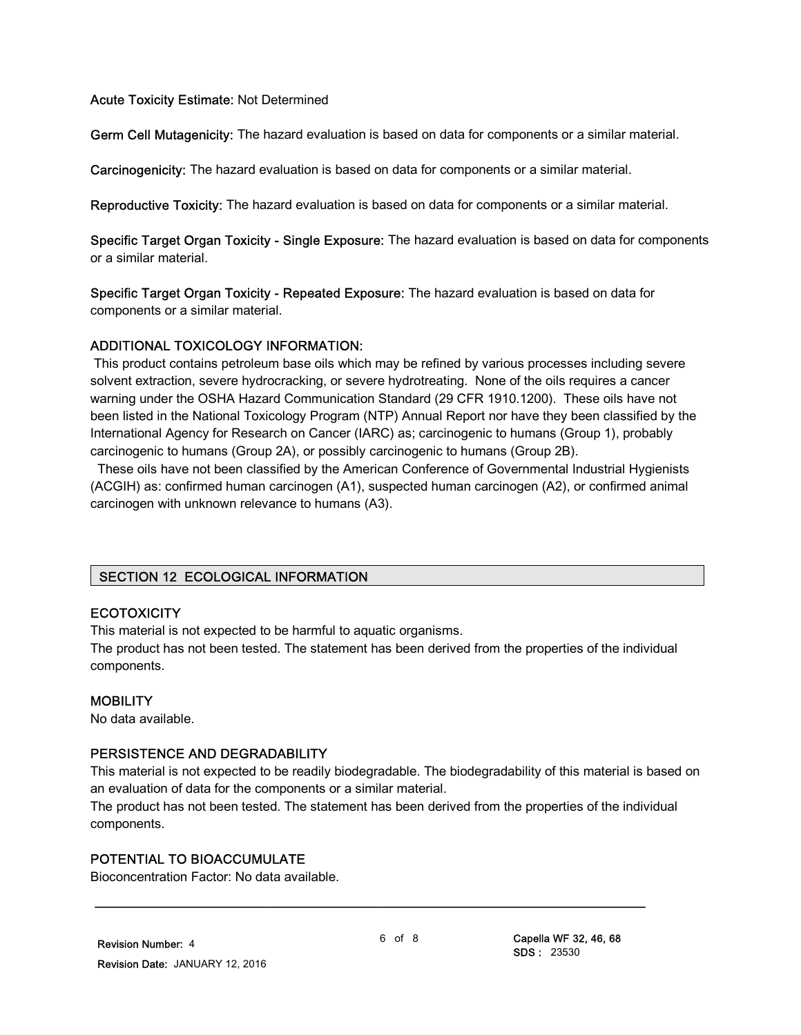**Acute Toxicity Estimate:** Not Determined

**Germ Cell Mutagenicity:** The hazard evaluation is based on data for components or a similar material.

**Carcinogenicity:** The hazard evaluation is based on data for components or a similar material.

**Reproductive Toxicity:** The hazard evaluation is based on data for components or a similar material.

**Specific Target Organ Toxicity - Single Exposure:** The hazard evaluation is based on data for components or a similar material.

**Specific Target Organ Toxicity - Repeated Exposure:** The hazard evaluation is based on data for components or a similar material.

### ADDITIONAL TOXICOLOGY INFORMATION:

This product contains petroleum base oils which may be refined by various processes including severe solvent extraction, severe hydrocracking, or severe hydrotreating. None of the oils requires a cancer warning under the OSHA Hazard Communication Standard (29 CFR 1910.1200). These oils have not been listed in the National Toxicology Program (NTP) Annual Report nor have they been classified by the International Agency for Research on Cancer (IARC) as; carcinogenic to humans (Group 1), probably carcinogenic to humans (Group 2A), or possibly carcinogenic to humans (Group 2B).

These oils have not been classified by the American Conference of Governmental Industrial Hygienists (ACGIH) as: confirmed human carcinogen (A1), suspected human carcinogen (A2), or confirmed animal carcinogen with unknown relevance to humans (A3).

## SECTION 12 ECOLOGICAL INFORMATION

### ECOTOXICITY

This material is not expected to be harmful to aquatic organisms.
The product has not been tested. The statement has been derived from the properties of the individual components.

### MOBILITY

No data available.

### PERSISTENCE AND DEGRADABILITY

This material is not expected to be readily biodegradable. The biodegradability of this material is based on an evaluation of data for the components or a similar material.
The product has not been tested. The statement has been derived from the properties of the individual components.

### POTENTIAL TO BIOACCUMULATE

Bioconcentration Factor: No data available.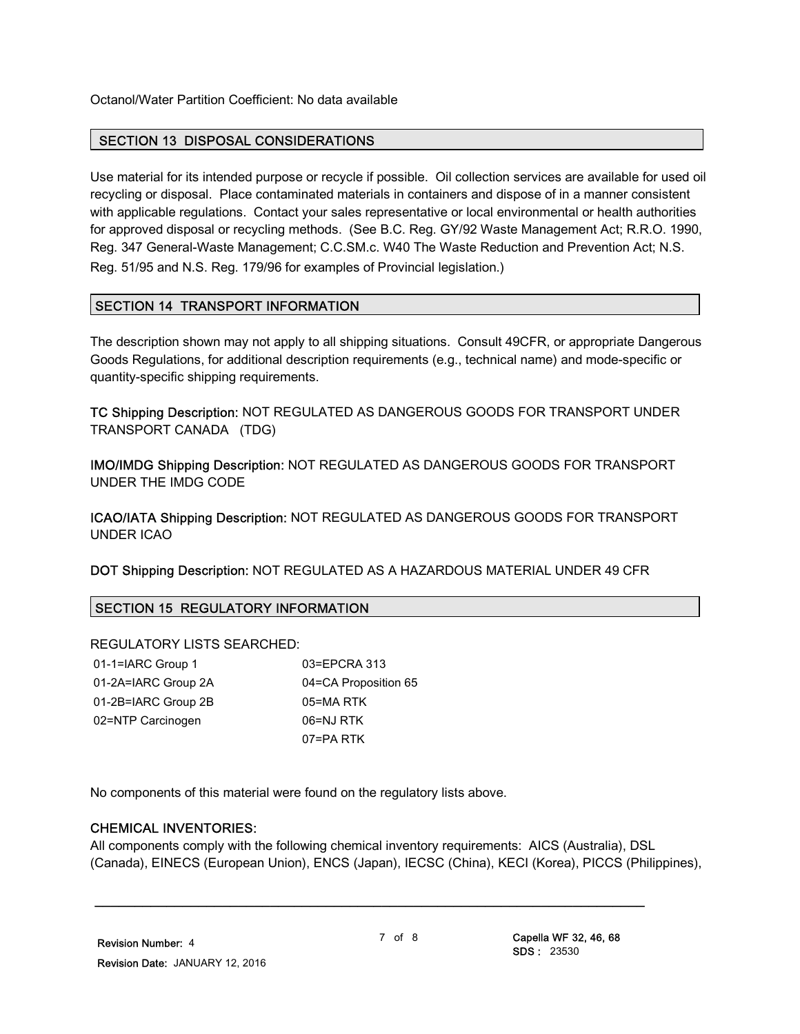Octanol/Water Partition Coefficient: No data available

## SECTION 13 DISPOSAL CONSIDERATIONS

Use material for its intended purpose or recycle if possible. Oil collection services are available for used oil recycling or disposal. Place contaminated materials in containers and dispose of in a manner consistent with applicable regulations. Contact your sales representative or local environmental or health authorities for approved disposal or recycling methods. (See B.C. Reg. GY/92 Waste Management Act; R.R.O. 1990, Reg. 347 General-Waste Management; C.C.SM.c. W40 The Waste Reduction and Prevention Act; N.S. Reg. 51/95 and N.S. Reg. 179/96 for examples of Provincial legislation.)

## SECTION 14 TRANSPORT INFORMATION

The description shown may not apply to all shipping situations. Consult 49CFR, or appropriate Dangerous Goods Regulations, for additional description requirements (e.g., technical name) and mode-specific or quantity-specific shipping requirements.

**TC Shipping Description:** NOT REGULATED AS DANGEROUS GOODS FOR TRANSPORT UNDER TRANSPORT CANADA (TDG)

**IMO/IMDG Shipping Description:** NOT REGULATED AS DANGEROUS GOODS FOR TRANSPORT UNDER THE IMDG CODE

**ICAO/IATA Shipping Description:** NOT REGULATED AS DANGEROUS GOODS FOR TRANSPORT UNDER ICAO

**DOT Shipping Description:** NOT REGULATED AS A HAZARDOUS MATERIAL UNDER 49 CFR

## SECTION 15 REGULATORY INFORMATION

REGULATORY LISTS SEARCHED:

| | |
|---|---|
| 01-1=IARC Group 1 | 03=EPCRA 313 |
| 01-2A=IARC Group 2A | 04=CA Proposition 65 |
| 01-2B=IARC Group 2B | 05=MA RTK |
| 02=NTP Carcinogen | 06=NJ RTK |
| | 07=PA RTK |

No components of this material were found on the regulatory lists above.

**CHEMICAL INVENTORIES:**

All components comply with the following chemical inventory requirements: AICS (Australia), DSL (Canada), EINECS (European Union), ENCS (Japan), IECSC (China), KECI (Korea), PICCS (Philippines),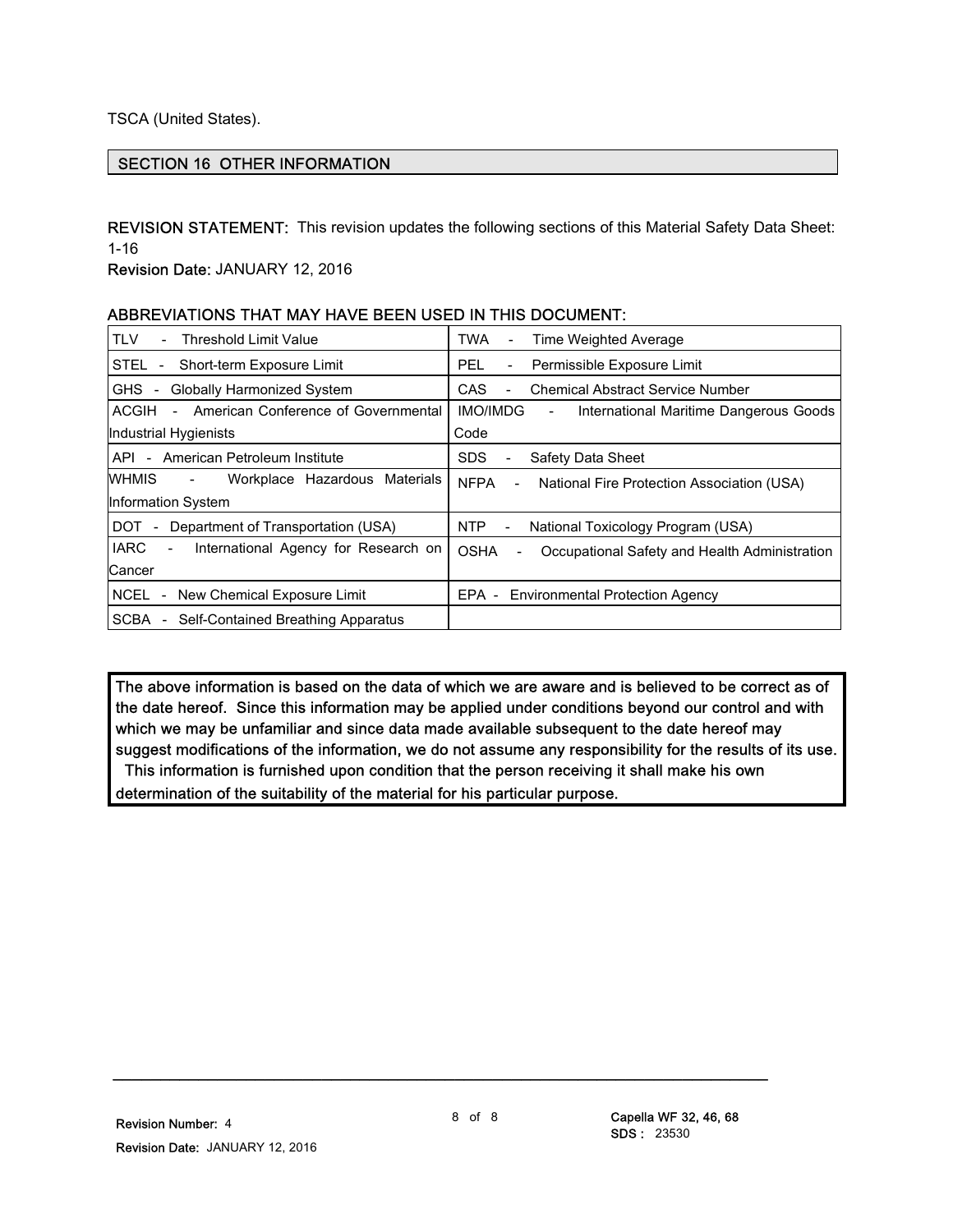TSCA (United States).

## SECTION 16 OTHER INFORMATION

**REVISION STATEMENT:** This revision updates the following sections of this Material Safety Data Sheet: 1-16

**Revision Date:** JANUARY 12, 2016

**ABBREVIATIONS THAT MAY HAVE BEEN USED IN THIS DOCUMENT:**

| | |
|---|---|
| TLV - Threshold Limit Value | TWA - Time Weighted Average |
| STEL - Short-term Exposure Limit | PEL - Permissible Exposure Limit |
| GHS - Globally Harmonized System | CAS - Chemical Abstract Service Number |
| ACGIH - American Conference of Governmental Industrial Hygienists | IMO/IMDG - International Maritime Dangerous Goods Code |
| API - American Petroleum Institute | SDS - Safety Data Sheet |
| WHMIS - Workplace Hazardous Materials Information System | NFPA - National Fire Protection Association (USA) |
| DOT - Department of Transportation (USA) | NTP - National Toxicology Program (USA) |
| IARC - International Agency for Research on Cancer | OSHA - Occupational Safety and Health Administration |
| NCEL - New Chemical Exposure Limit | EPA - Environmental Protection Agency |
| SCBA - Self-Contained Breathing Apparatus | |

**The above information is based on the data of which we are aware and is believed to be correct as of the date hereof. Since this information may be applied under conditions beyond our control and with which we may be unfamiliar and since data made available subsequent to the date hereof may suggest modifications of the information, we do not assume any responsibility for the results of its use. This information is furnished upon condition that the person receiving it shall make his own determination of the suitability of the material for his particular purpose.**